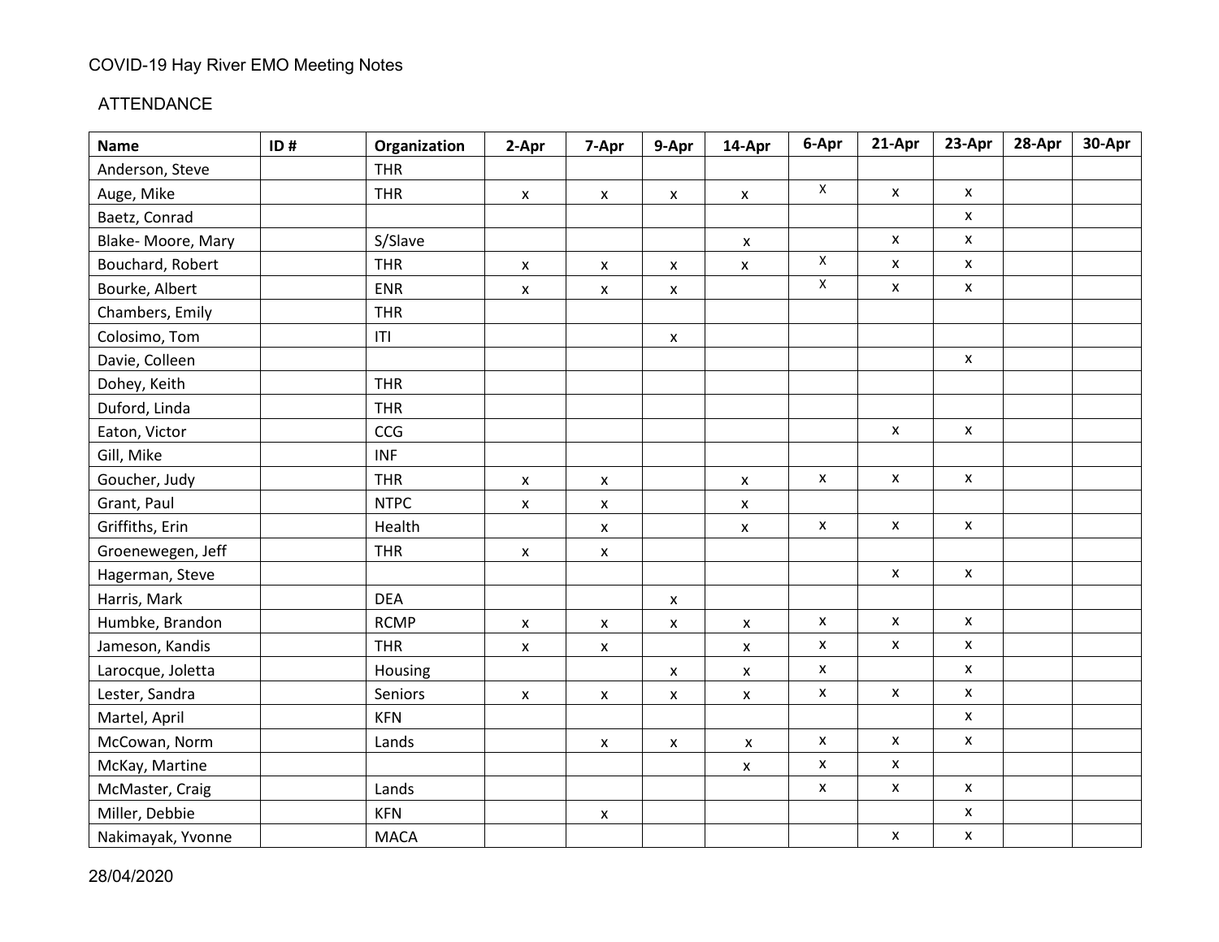COVID-19 Hay River EMO Meeting Notes

ATTENDANCE

| Name | ID # | Organization | 2-Apr | 7-Apr | 9-Apr | 14-Apr | 6-Apr | 21-Apr | 23-Apr | 28-Apr | 30-Apr |
|---|---|---|---|---|---|---|---|---|---|---|---|
| Anderson, Steve | | THR | | | | | | | | | |
| Auge, Mike | | THR | x | x | x | x | x | x | x | | |
| Baetz, Conrad | | | | | | | | | x | | |
| Blake- Moore, Mary | | S/Slave | | | | x | | x | x | | |
| Bouchard, Robert | | THR | x | x | x | x | x | x | x | | |
| Bourke, Albert | | ENR | x | x | x | | x | x | x | | |
| Chambers, Emily | | THR | | | | | | | | | |
| Colosimo, Tom | | ITI | | | x | | | | | | |
| Davie, Colleen | | | | | | | | | x | | |
| Dohey, Keith | | THR | | | | | | | | | |
| Duford, Linda | | THR | | | | | | | | | |
| Eaton, Victor | | CCG | | | | | | x | x | | |
| Gill, Mike | | INF | | | | | | | | | |
| Goucher, Judy | | THR | x | x | | x | x | x | x | | |
| Grant, Paul | | NTPC | x | x | | x | | | | | |
| Griffiths, Erin | | Health | | x | | x | x | x | x | | |
| Groenewegen, Jeff | | THR | x | x | | | | | | | |
| Hagerman, Steve | | | | | | | | x | x | | |
| Harris, Mark | | DEA | | | x | | | | | | |
| Humbke, Brandon | | RCMP | x | x | x | x | x | x | x | | |
| Jameson, Kandis | | THR | x | x | | x | x | x | x | | |
| Larocque, Joletta | | Housing | | | x | x | x | | x | | |
| Lester, Sandra | | Seniors | x | x | x | x | x | x | x | | |
| Martel, April | | KFN | | | | | | | x | | |
| McCowan, Norm | | Lands | | x | x | x | x | x | x | | |
| McKay, Martine | | | | | | x | x | x | | | |
| McMaster, Craig | | Lands | | | | | x | x | x | | |
| Miller, Debbie | | KFN | | x | | | | | x | | |
| Nakimayak, Yvonne | | MACA | | | | | | x | x | | |

28/04/2020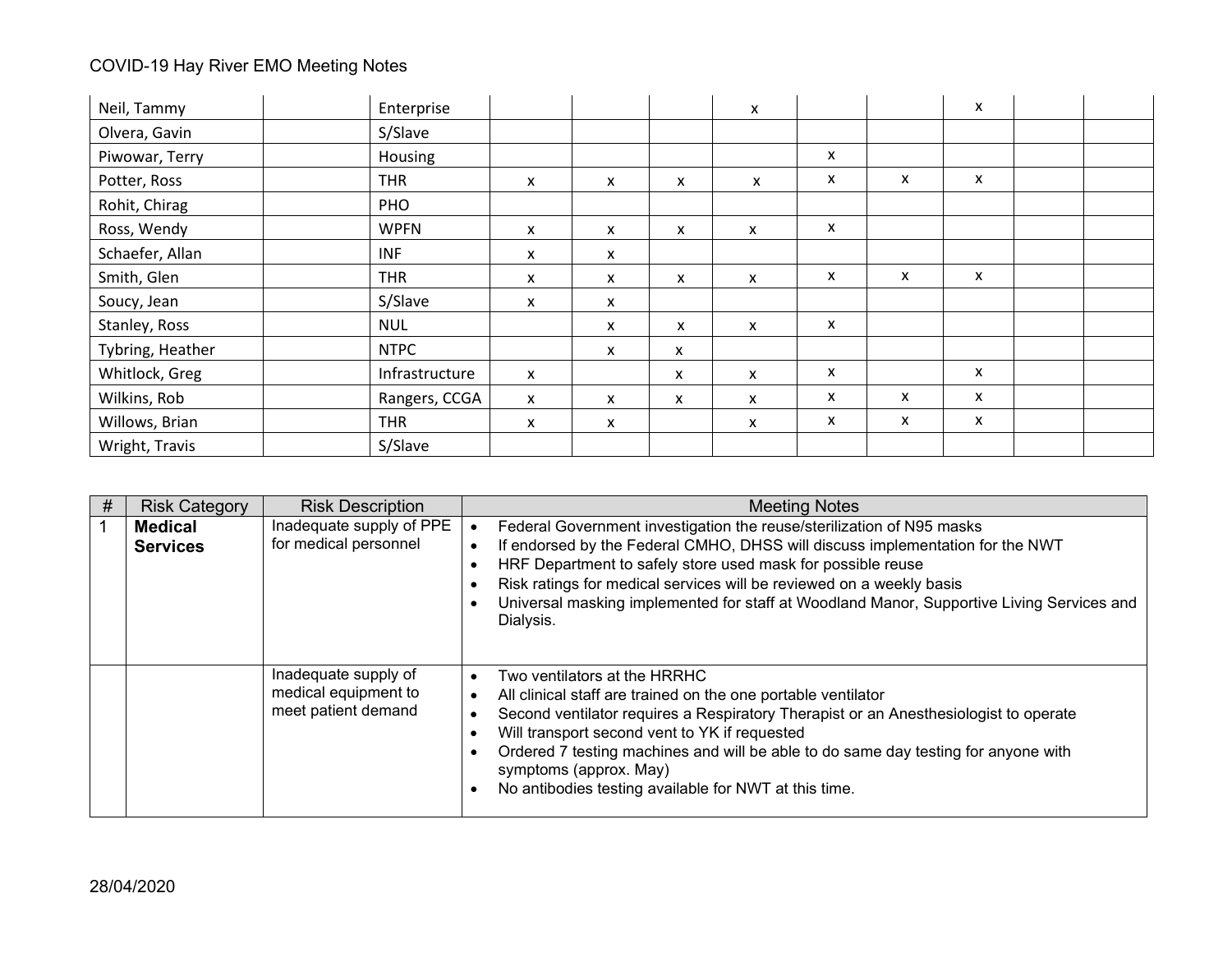| | | | | | | | | | | | |
|---|---|---|---|---|---|---|---|---|---|---|---|
| Neil, Tammy | | Enterprise | | | | x | | | x | | |
| Olvera, Gavin | | S/Slave | | | | | | | | | |
| Piwowar, Terry | | Housing | | | | | x | | | | |
| Potter, Ross | | THR | x | x | x | x | x | x | x | | |
| Rohit, Chirag | | PHO | | | | | | | | | |
| Ross, Wendy | | WPFN | x | x | x | x | x | | | | |
| Schaefer, Allan | | INF | x | x | | | | | | | |
| Smith, Glen | | THR | x | x | x | x | x | x | x | | |
| Soucy, Jean | | S/Slave | x | x | | | | | | | |
| Stanley, Ross | | NUL | | x | x | x | x | | | | |
| Tybring, Heather | | NTPC | | x | x | | | | | | |
| Whitlock, Greg | | Infrastructure | x | | x | x | x | | x | | |
| Wilkins, Rob | | Rangers, CCGA | x | x | x | x | x | x | x | | |
| Willows, Brian | | THR | x | x | | x | x | x | x | | |
| Wright, Travis | | S/Slave | | | | | | | | | |

| # | Risk Category | Risk Description | Meeting Notes |
|---|---|---|---|
| 1 | **Medical Services** | Inadequate supply of PPE for medical personnel | • Federal Government investigation the reuse/sterilization of N95 masks<br>• If endorsed by the Federal CMHO, DHSS will discuss implementation for the NWT<br>• HRF Department to safely store used mask for possible reuse<br>• Risk ratings for medical services will be reviewed on a weekly basis<br>• Universal masking implemented for staff at Woodland Manor, Supportive Living Services and Dialysis. |
| | | Inadequate supply of medical equipment to meet patient demand | • Two ventilators at the HRRHC<br>• All clinical staff are trained on the one portable ventilator<br>• Second ventilator requires a Respiratory Therapist or an Anesthesiologist to operate<br>• Will transport second vent to YK if requested<br>• Ordered 7 testing machines and will be able to do same day testing for anyone with symptoms (approx. May)<br>• No antibodies testing available for NWT at this time. |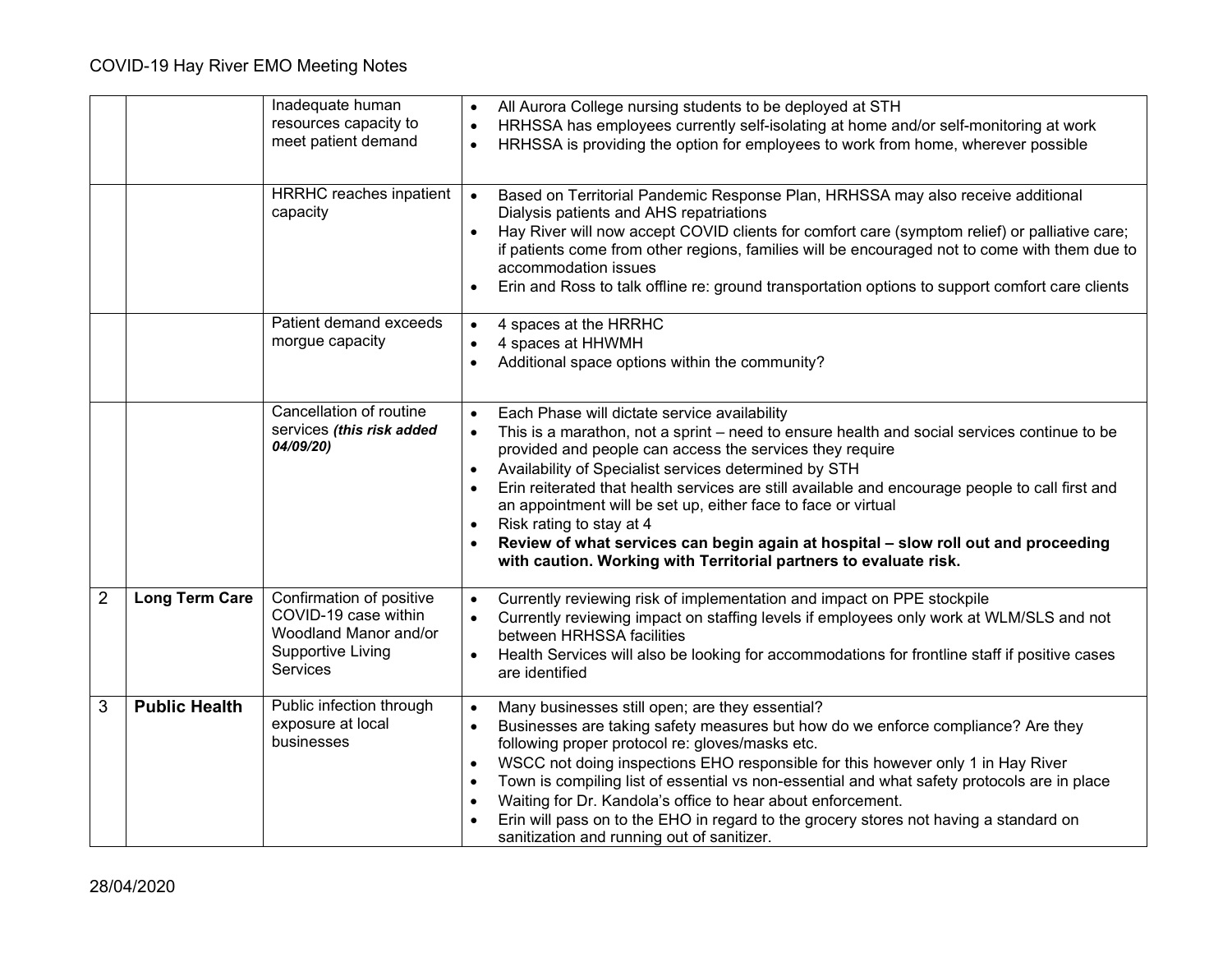| | | | |
|---|---|---|---|
| | | Inadequate human resources capacity to meet patient demand | • All Aurora College nursing students to be deployed at STH<br>• HRHSSA has employees currently self-isolating at home and/or self-monitoring at work<br>• HRHSSA is providing the option for employees to work from home, wherever possible |
| | | HRRHC reaches inpatient capacity | • Based on Territorial Pandemic Response Plan, HRHSSA may also receive additional Dialysis patients and AHS repatriations<br>• Hay River will now accept COVID clients for comfort care (symptom relief) or palliative care; if patients come from other regions, families will be encouraged not to come with them due to accommodation issues<br>• Erin and Ross to talk offline re: ground transportation options to support comfort care clients |
| | | Patient demand exceeds morgue capacity | • 4 spaces at the HRRHC<br>• 4 spaces at HHWMH<br>• Additional space options within the community? |
| | | Cancellation of routine services ***(this risk added 04/09/20)*** | • Each Phase will dictate service availability<br>• This is a marathon, not a sprint – need to ensure health and social services continue to be provided and people can access the services they require<br>• Availability of Specialist services determined by STH<br>• Erin reiterated that health services are still available and encourage people to call first and an appointment will be set up, either face to face or virtual<br>• Risk rating to stay at 4<br>• **Review of what services can begin again at hospital – slow roll out and proceeding with caution. Working with Territorial partners to evaluate risk.** |
| 2 | **Long Term Care** | Confirmation of positive COVID-19 case within Woodland Manor and/or Supportive Living Services | • Currently reviewing risk of implementation and impact on PPE stockpile<br>• Currently reviewing impact on staffing levels if employees only work at WLM/SLS and not between HRHSSA facilities<br>• Health Services will also be looking for accommodations for frontline staff if positive cases are identified |
| 3 | **Public Health** | Public infection through exposure at local businesses | • Many businesses still open; are they essential?<br>• Businesses are taking safety measures but how do we enforce compliance? Are they following proper protocol re: gloves/masks etc.<br>• WSCC not doing inspections EHO responsible for this however only 1 in Hay River<br>• Town is compiling list of essential vs non-essential and what safety protocols are in place<br>• Waiting for Dr. Kandola's office to hear about enforcement.<br>• Erin will pass on to the EHO in regard to the grocery stores not having a standard on sanitization and running out of sanitizer. |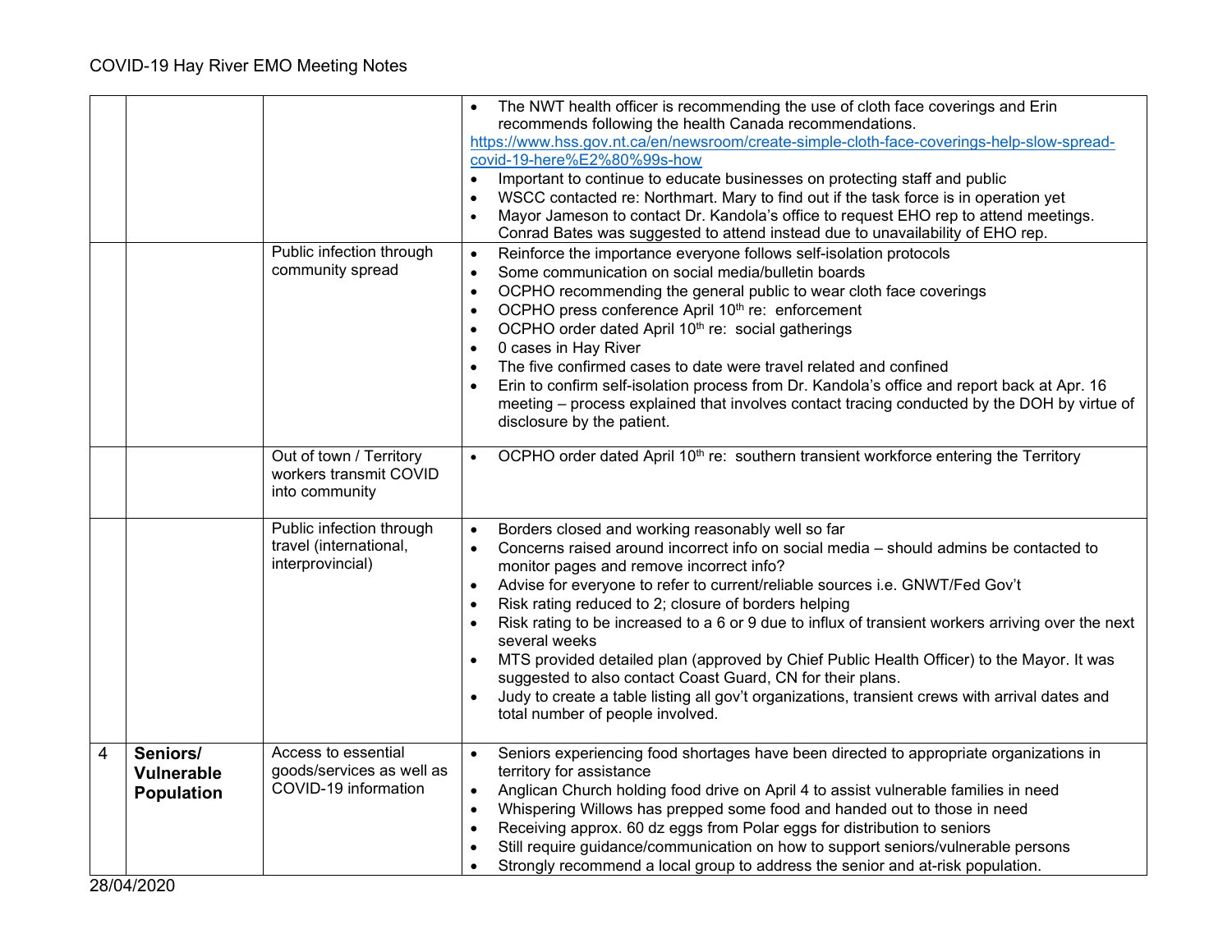| | | | |
|---|---|---|---|
| | | | • The NWT health officer is recommending the use of cloth face coverings and Erin recommends following the health Canada recommendations. https://www.hss.gov.nt.ca/en/newsroom/create-simple-cloth-face-coverings-help-slow-spread-covid-19-here%E2%80%99s-how<br>• Important to continue to educate businesses on protecting staff and public<br>• WSCC contacted re: Northmart. Mary to find out if the task force is in operation yet<br>• Mayor Jameson to contact Dr. Kandola's office to request EHO rep to attend meetings. Conrad Bates was suggested to attend instead due to unavailability of EHO rep. |
| | | Public infection through community spread | • Reinforce the importance everyone follows self-isolation protocols<br>• Some communication on social media/bulletin boards<br>• OCPHO recommending the general public to wear cloth face coverings<br>• OCPHO press conference April 10th re: enforcement<br>• OCPHO order dated April 10th re: social gatherings<br>• 0 cases in Hay River<br>• The five confirmed cases to date were travel related and confined<br>• Erin to confirm self-isolation process from Dr. Kandola's office and report back at Apr. 16 meeting – process explained that involves contact tracing conducted by the DOH by virtue of disclosure by the patient. |
| | | Out of town / Territory workers transmit COVID into community | • OCPHO order dated April 10th re: southern transient workforce entering the Territory |
| | | Public infection through travel (international, interprovincial) | • Borders closed and working reasonably well so far<br>• Concerns raised around incorrect info on social media – should admins be contacted to monitor pages and remove incorrect info?<br>• Advise for everyone to refer to current/reliable sources i.e. GNWT/Fed Gov't<br>• Risk rating reduced to 2; closure of borders helping<br>• Risk rating to be increased to a 6 or 9 due to influx of transient workers arriving over the next several weeks<br>• MTS provided detailed plan (approved by Chief Public Health Officer) to the Mayor. It was suggested to also contact Coast Guard, CN for their plans.<br>• Judy to create a table listing all gov't organizations, transient crews with arrival dates and total number of people involved. |
| 4 | **Seniors/ Vulnerable Population** | Access to essential goods/services as well as COVID-19 information | • Seniors experiencing food shortages have been directed to appropriate organizations in territory for assistance<br>• Anglican Church holding food drive on April 4 to assist vulnerable families in need<br>• Whispering Willows has prepped some food and handed out to those in need<br>• Receiving approx. 60 dz eggs from Polar eggs for distribution to seniors<br>• Still require guidance/communication on how to support seniors/vulnerable persons<br>• Strongly recommend a local group to address the senior and at-risk population. |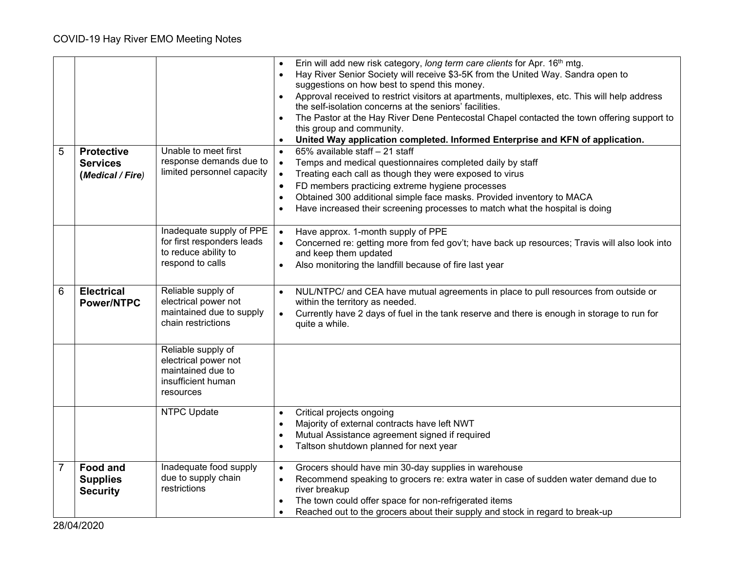| | | | |
|---|---|---|---|
| | | | • Erin will add new risk category, *long term care clients* for Apr. 16th mtg.<br>• Hay River Senior Society will receive $3-5K from the United Way. Sandra open to suggestions on how best to spend this money.<br>• Approval received to restrict visitors at apartments, multiplexes, etc. This will help address the self-isolation concerns at the seniors' facilities.<br>• The Pastor at the Hay River Dene Pentecostal Chapel contacted the town offering support to this group and community.<br>• **United Way application completed. Informed Enterprise and KFN of application.** |
| 5 | **Protective Services (*Medical / Fire*)** | Unable to meet first response demands due to limited personnel capacity | • 65% available staff – 21 staff<br>• Temps and medical questionnaires completed daily by staff<br>• Treating each call as though they were exposed to virus<br>• FD members practicing extreme hygiene processes<br>• Obtained 300 additional simple face masks. Provided inventory to MACA<br>• Have increased their screening processes to match what the hospital is doing |
| | | Inadequate supply of PPE for first responders leads to reduce ability to respond to calls | • Have approx. 1-month supply of PPE<br>• Concerned re: getting more from fed gov't; have back up resources; Travis will also look into and keep them updated<br>• Also monitoring the landfill because of fire last year |
| 6 | **Electrical Power/NTPC** | Reliable supply of electrical power not maintained due to supply chain restrictions | • NUL/NTPC/ and CEA have mutual agreements in place to pull resources from outside or within the territory as needed.<br>• Currently have 2 days of fuel in the tank reserve and there is enough in storage to run for quite a while. |
| | | Reliable supply of electrical power not maintained due to insufficient human resources | |
| | | NTPC Update | • Critical projects ongoing<br>• Majority of external contracts have left NWT<br>• Mutual Assistance agreement signed if required<br>• Taltson shutdown planned for next year |
| 7 | **Food and Supplies Security** | Inadequate food supply due to supply chain restrictions | • Grocers should have min 30-day supplies in warehouse<br>• Recommend speaking to grocers re: extra water in case of sudden water demand due to river breakup<br>• The town could offer space for non-refrigerated items<br>• Reached out to the grocers about their supply and stock in regard to break-up |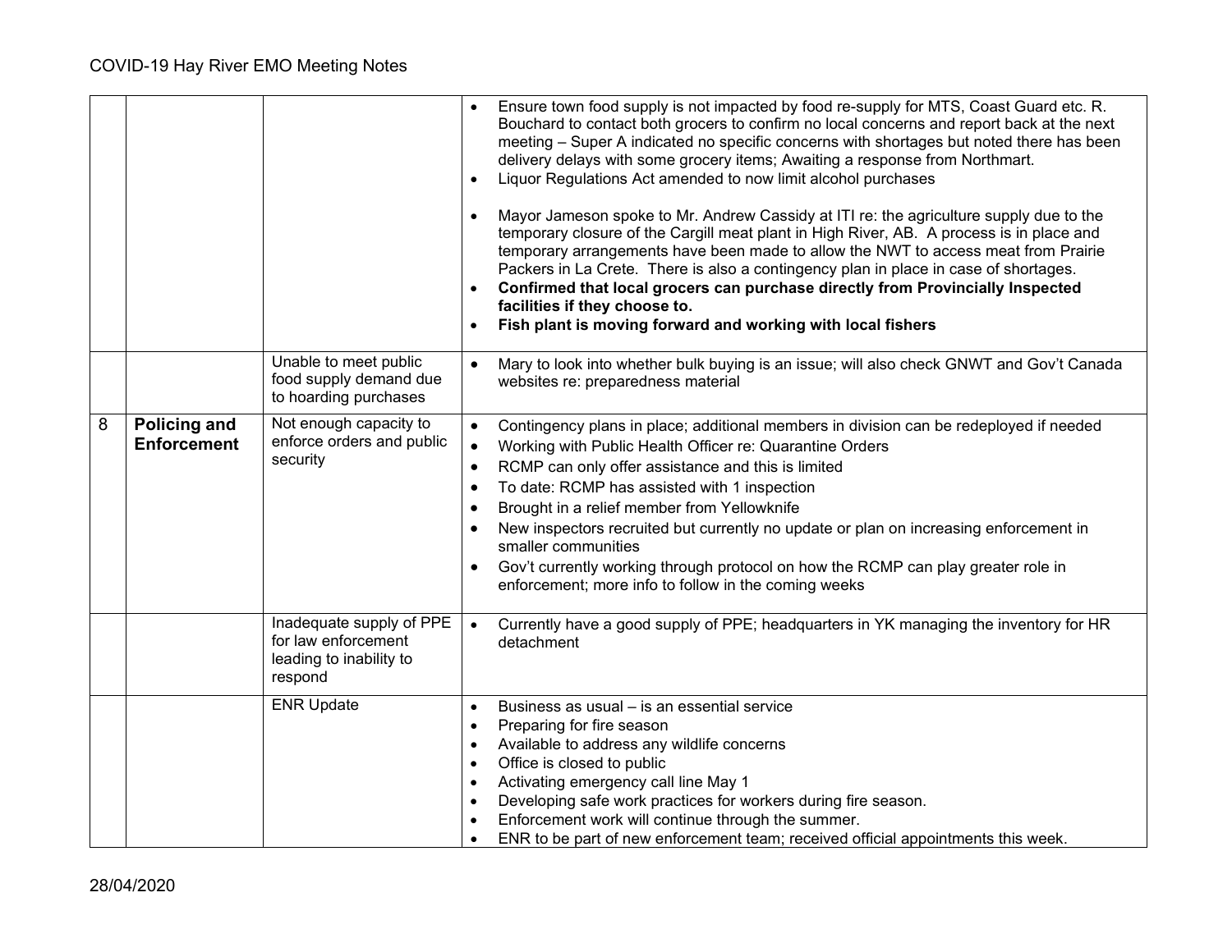| | | | |
|---|---|---|---|
| | | | <ul><li>Ensure town food supply is not impacted by food re-supply for MTS, Coast Guard etc. R. Bouchard to contact both grocers to confirm no local concerns and report back at the next meeting – Super A indicated no specific concerns with shortages but noted there has been delivery delays with some grocery items; Awaiting a response from Northmart.</li><li>Liquor Regulations Act amended to now limit alcohol purchases</li><li>Mayor Jameson spoke to Mr. Andrew Cassidy at ITI re: the agriculture supply due to the temporary closure of the Cargill meat plant in High River, AB. A process is in place and temporary arrangements have been made to allow the NWT to access meat from Prairie Packers in La Crete. There is also a contingency plan in place in case of shortages.</li><li>**Confirmed that local grocers can purchase directly from Provincially Inspected facilities if they choose to.**</li><li>**Fish plant is moving forward and working with local fishers**</li></ul> |
| | | Unable to meet public food supply demand due to hoarding purchases | <ul><li>Mary to look into whether bulk buying is an issue; will also check GNWT and Gov't Canada websites re: preparedness material</li></ul> |
| 8 | **Policing and Enforcement** | Not enough capacity to enforce orders and public security | <ul><li>Contingency plans in place; additional members in division can be redeployed if needed</li><li>Working with Public Health Officer re: Quarantine Orders</li><li>RCMP can only offer assistance and this is limited</li><li>To date: RCMP has assisted with 1 inspection</li><li>Brought in a relief member from Yellowknife</li><li>New inspectors recruited but currently no update or plan on increasing enforcement in smaller communities</li><li>Gov't currently working through protocol on how the RCMP can play greater role in enforcement; more info to follow in the coming weeks</li></ul> |
| | | Inadequate supply of PPE for law enforcement leading to inability to respond | <ul><li>Currently have a good supply of PPE; headquarters in YK managing the inventory for HR detachment</li></ul> |
| | | ENR Update | <ul><li>Business as usual – is an essential service</li><li>Preparing for fire season</li><li>Available to address any wildlife concerns</li><li>Office is closed to public</li><li>Activating emergency call line May 1</li><li>Developing safe work practices for workers during fire season.</li><li>Enforcement work will continue through the summer.</li><li>ENR to be part of new enforcement team; received official appointments this week.</li></ul> |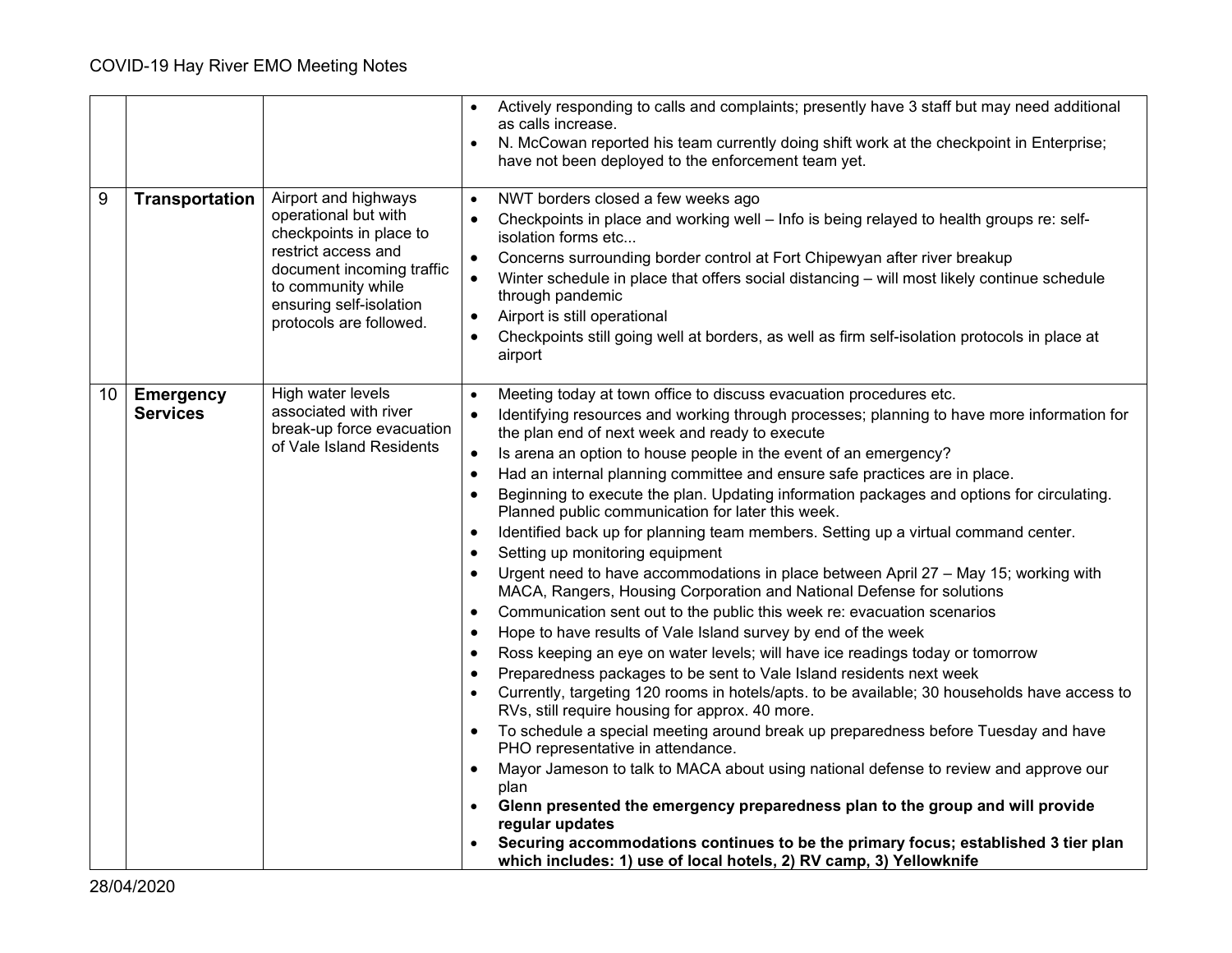| | | | |
|---|---|---|---|
| | | | • Actively responding to calls and complaints; presently have 3 staff but may need additional as calls increase.<br>• N. McCowan reported his team currently doing shift work at the checkpoint in Enterprise; have not been deployed to the enforcement team yet. |
| 9 | **Transportation** | Airport and highways operational but with checkpoints in place to restrict access and document incoming traffic to community while ensuring self-isolation protocols are followed. | • NWT borders closed a few weeks ago<br>• Checkpoints in place and working well – Info is being relayed to health groups re: self-isolation forms etc...<br>• Concerns surrounding border control at Fort Chipewyan after river breakup<br>• Winter schedule in place that offers social distancing – will most likely continue schedule through pandemic<br>• Airport is still operational<br>• Checkpoints still going well at borders, as well as firm self-isolation protocols in place at airport |
| 10 | **Emergency Services** | High water levels associated with river break-up force evacuation of Vale Island Residents | • Meeting today at town office to discuss evacuation procedures etc.<br>• Identifying resources and working through processes; planning to have more information for the plan end of next week and ready to execute<br>• Is arena an option to house people in the event of an emergency?<br>• Had an internal planning committee and ensure safe practices are in place.<br>• Beginning to execute the plan. Updating information packages and options for circulating. Planned public communication for later this week.<br>• Identified back up for planning team members. Setting up a virtual command center.<br>• Setting up monitoring equipment<br>• Urgent need to have accommodations in place between April 27 – May 15; working with MACA, Rangers, Housing Corporation and National Defense for solutions<br>• Communication sent out to the public this week re: evacuation scenarios<br>• Hope to have results of Vale Island survey by end of the week<br>• Ross keeping an eye on water levels; will have ice readings today or tomorrow<br>• Preparedness packages to be sent to Vale Island residents next week<br>• Currently, targeting 120 rooms in hotels/apts. to be available; 30 households have access to RVs, still require housing for approx. 40 more.<br>• To schedule a special meeting around break up preparedness before Tuesday and have PHO representative in attendance.<br>• Mayor Jameson to talk to MACA about using national defense to review and approve our plan<br>• **Glenn presented the emergency preparedness plan to the group and will provide regular updates**<br>• **Securing accommodations continues to be the primary focus; established 3 tier plan which includes: 1) use of local hotels, 2) RV camp, 3) Yellowknife** |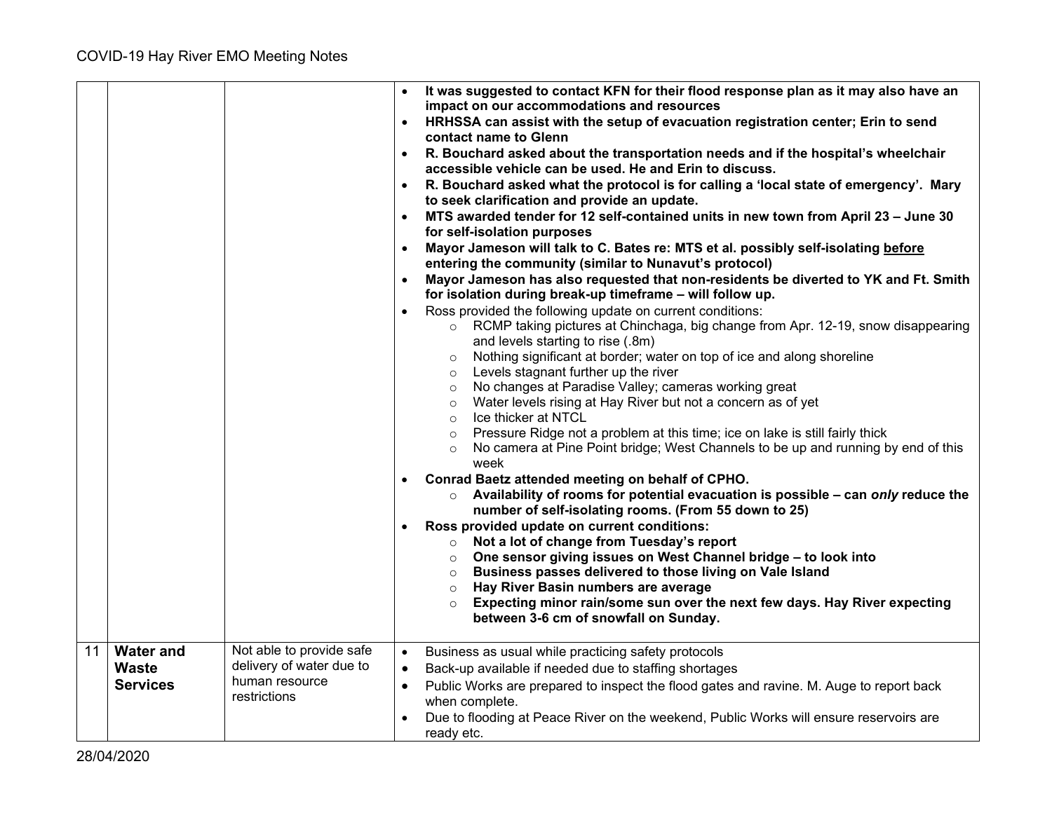| | | | |
|---|---|---|---|
| | | | • **It was suggested to contact KFN for their flood response plan as it may also have an impact on our accommodations and resources**<br>• **HRHSSA can assist with the setup of evacuation registration center; Erin to send contact name to Glenn**<br>• **R. Bouchard asked about the transportation needs and if the hospital's wheelchair accessible vehicle can be used. He and Erin to discuss.**<br>• **R. Bouchard asked what the protocol is for calling a 'local state of emergency'. Mary to seek clarification and provide an update.**<br>• **MTS awarded tender for 12 self-contained units in new town from April 23 – June 30 for self-isolation purposes**<br>• **Mayor Jameson will talk to C. Bates re: MTS et al. possibly self-isolating <u>before</u> entering the community (similar to Nunavut's protocol)**<br>• **Mayor Jameson has also requested that non-residents be diverted to YK and Ft. Smith for isolation during break-up timeframe – will follow up.**<br>• Ross provided the following update on current conditions:<br>&nbsp;&nbsp;&nbsp;&nbsp;○ RCMP taking pictures at Chinchaga, big change from Apr. 12-19, snow disappearing and levels starting to rise (.8m)<br>&nbsp;&nbsp;&nbsp;&nbsp;○ Nothing significant at border; water on top of ice and along shoreline<br>&nbsp;&nbsp;&nbsp;&nbsp;○ Levels stagnant further up the river<br>&nbsp;&nbsp;&nbsp;&nbsp;○ No changes at Paradise Valley; cameras working great<br>&nbsp;&nbsp;&nbsp;&nbsp;○ Water levels rising at Hay River but not a concern as of yet<br>&nbsp;&nbsp;&nbsp;&nbsp;○ Ice thicker at NTCL<br>&nbsp;&nbsp;&nbsp;&nbsp;○ Pressure Ridge not a problem at this time; ice on lake is still fairly thick<br>&nbsp;&nbsp;&nbsp;&nbsp;○ No camera at Pine Point bridge; West Channels to be up and running by end of this week<br>• **Conrad Baetz attended meeting on behalf of CPHO.**<br>&nbsp;&nbsp;&nbsp;&nbsp;○ **Availability of rooms for potential evacuation is possible – can *only* reduce the number of self-isolating rooms. (From 55 down to 25)**<br>• **Ross provided update on current conditions:**<br>&nbsp;&nbsp;&nbsp;&nbsp;○ **Not a lot of change from Tuesday's report**<br>&nbsp;&nbsp;&nbsp;&nbsp;○ **One sensor giving issues on West Channel bridge – to look into**<br>&nbsp;&nbsp;&nbsp;&nbsp;○ **Business passes delivered to those living on Vale Island**<br>&nbsp;&nbsp;&nbsp;&nbsp;○ **Hay River Basin numbers are average**<br>&nbsp;&nbsp;&nbsp;&nbsp;○ **Expecting minor rain/some sun over the next few days. Hay River expecting between 3-6 cm of snowfall on Sunday.** |
| 11 | **Water and Waste Services** | Not able to provide safe delivery of water due to human resource restrictions | • Business as usual while practicing safety protocols<br>• Back-up available if needed due to staffing shortages<br>• Public Works are prepared to inspect the flood gates and ravine. M. Auge to report back when complete.<br>• Due to flooding at Peace River on the weekend, Public Works will ensure reservoirs are ready etc. |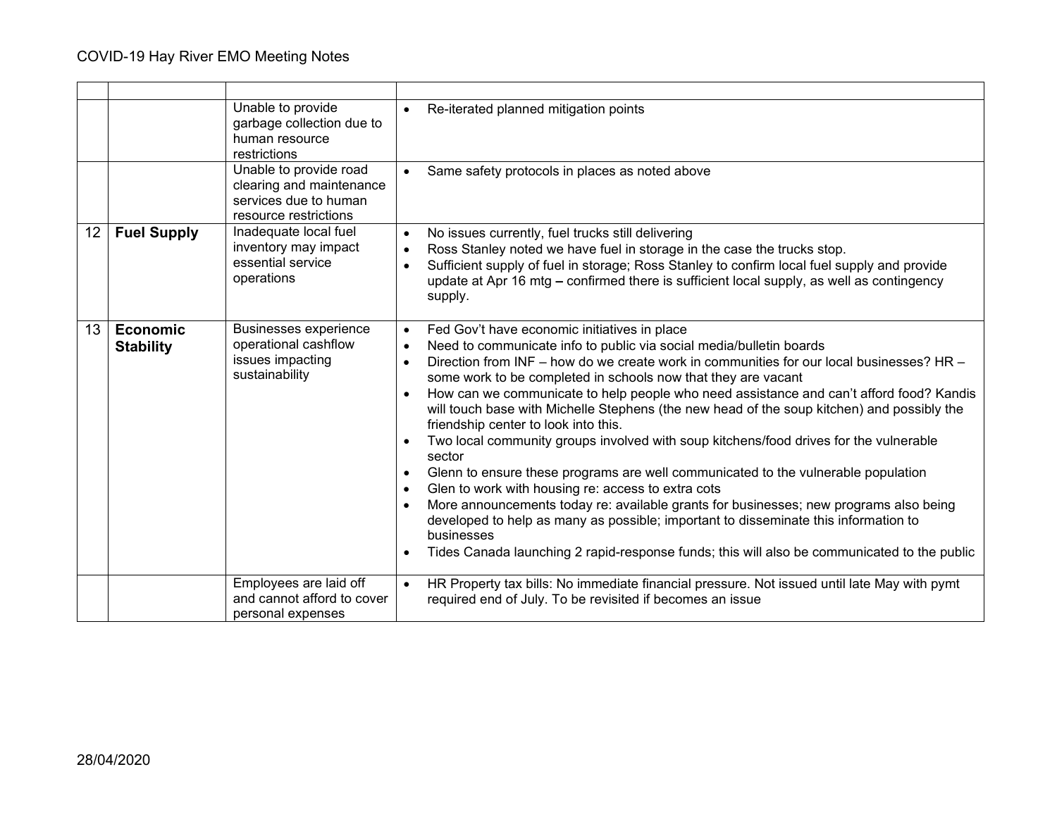| | | | |
|---|---|---|---|
| | | Unable to provide garbage collection due to human resource restrictions | • Re-iterated planned mitigation points |
| | | Unable to provide road clearing and maintenance services due to human resource restrictions | • Same safety protocols in places as noted above |
| 12 | **Fuel Supply** | Inadequate local fuel inventory may impact essential service operations | • No issues currently, fuel trucks still delivering<br>• Ross Stanley noted we have fuel in storage in the case the trucks stop.<br>• Sufficient supply of fuel in storage; Ross Stanley to confirm local fuel supply and provide update at Apr 16 mtg **–** confirmed there is sufficient local supply, as well as contingency supply. |
| 13 | **Economic Stability** | Businesses experience operational cashflow issues impacting sustainability | • Fed Gov't have economic initiatives in place<br>• Need to communicate info to public via social media/bulletin boards<br>• Direction from INF – how do we create work in communities for our local businesses? HR – some work to be completed in schools now that they are vacant<br>• How can we communicate to help people who need assistance and can't afford food? Kandis will touch base with Michelle Stephens (the new head of the soup kitchen) and possibly the friendship center to look into this.<br>• Two local community groups involved with soup kitchens/food drives for the vulnerable sector<br>• Glenn to ensure these programs are well communicated to the vulnerable population<br>• Glen to work with housing re: access to extra cots<br>• More announcements today re: available grants for businesses; new programs also being developed to help as many as possible; important to disseminate this information to businesses<br>• Tides Canada launching 2 rapid-response funds; this will also be communicated to the public |
| | | Employees are laid off and cannot afford to cover personal expenses | • HR Property tax bills: No immediate financial pressure. Not issued until late May with pymt required end of July. To be revisited if becomes an issue |